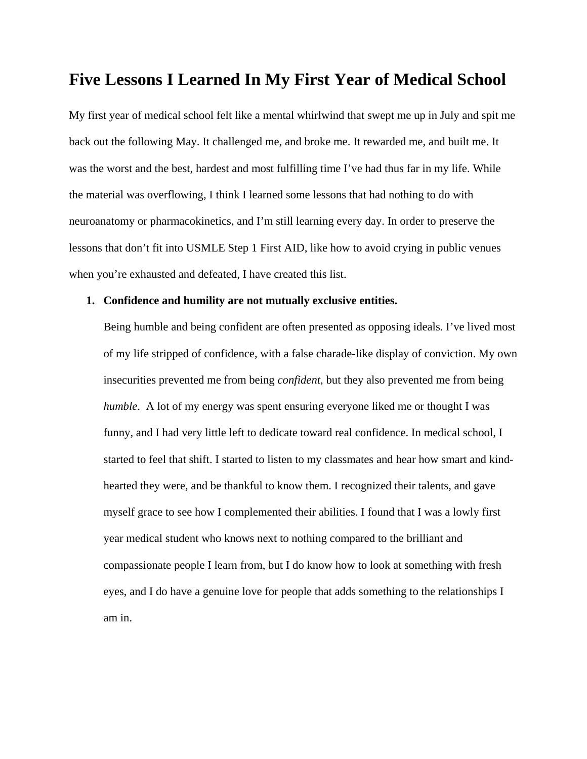# Five Lessons I Learned In My First Year of Medical School

My first year of medical school felt like a mental whirlwind that swept me up in July and spit me back out the following May. It challenged me, and broke me. It rewarded me, and built me. It was the worst and the best, hardest and most fulfilling time I've had thus far in my life. While the material was overflowing, I think I learned some lessons that had nothing to do with neuroanatomy or pharmacokinetics, and I'm still learning every day. In order to preserve the lessons that don't fit into USMLE Step 1 First AID, like how to avoid crying in public venues when you're exhausted and defeated, I have created this list.

1. **Confidence and humility are not mutually exclusive entities.**

   Being humble and being confident are often presented as opposing ideals. I've lived most of my life stripped of confidence, with a false charade-like display of conviction. My own insecurities prevented me from being *confident*, but they also prevented me from being *humble*. A lot of my energy was spent ensuring everyone liked me or thought I was funny, and I had very little left to dedicate toward real confidence. In medical school, I started to feel that shift. I started to listen to my classmates and hear how smart and kind-hearted they were, and be thankful to know them. I recognized their talents, and gave myself grace to see how I complemented their abilities. I found that I was a lowly first year medical student who knows next to nothing compared to the brilliant and compassionate people I learn from, but I do know how to look at something with fresh eyes, and I do have a genuine love for people that adds something to the relationships I am in.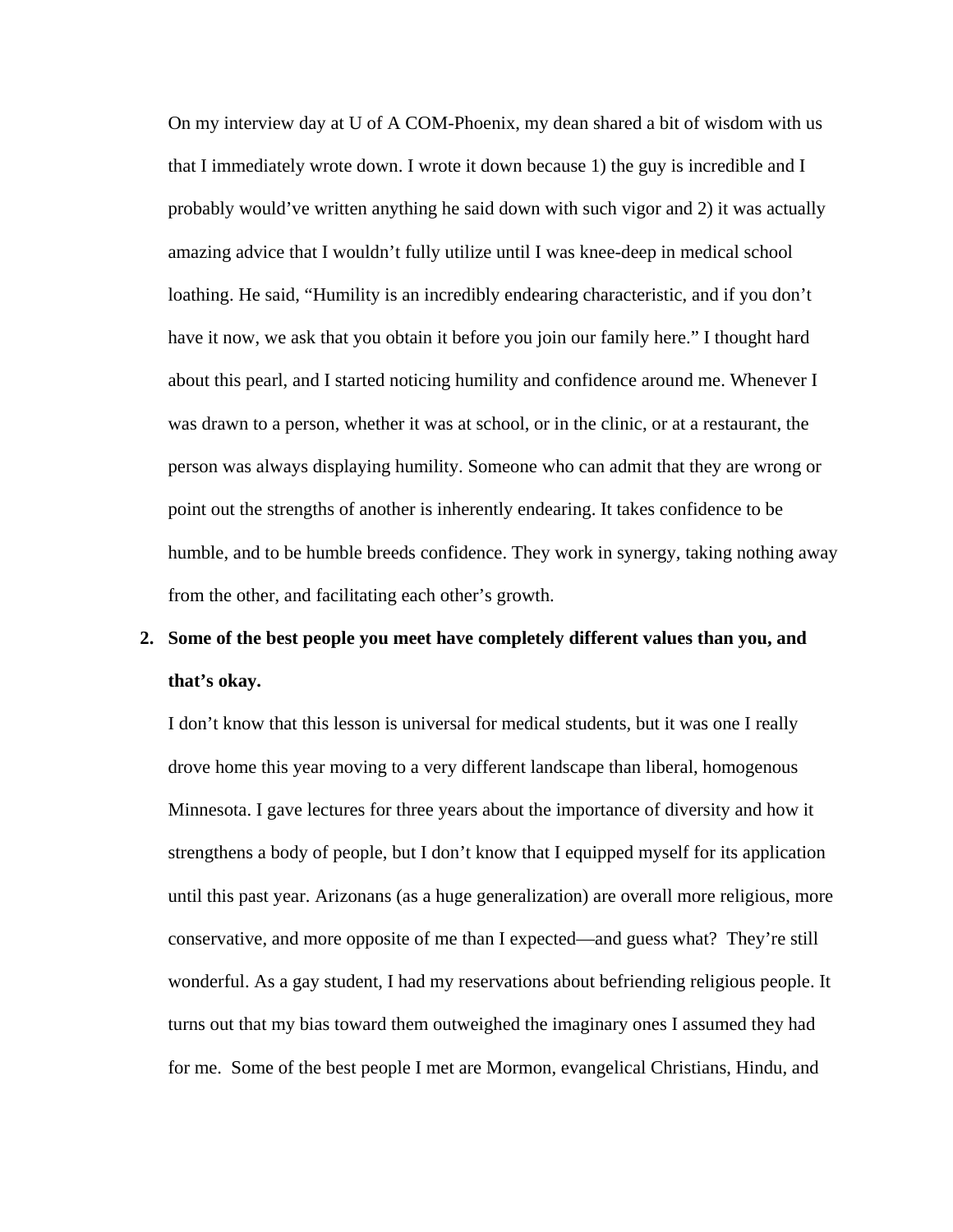On my interview day at U of A COM-Phoenix, my dean shared a bit of wisdom with us that I immediately wrote down. I wrote it down because 1) the guy is incredible and I probably would've written anything he said down with such vigor and 2) it was actually amazing advice that I wouldn't fully utilize until I was knee-deep in medical school loathing. He said, "Humility is an incredibly endearing characteristic, and if you don't have it now, we ask that you obtain it before you join our family here." I thought hard about this pearl, and I started noticing humility and confidence around me. Whenever I was drawn to a person, whether it was at school, or in the clinic, or at a restaurant, the person was always displaying humility. Someone who can admit that they are wrong or point out the strengths of another is inherently endearing. It takes confidence to be humble, and to be humble breeds confidence. They work in synergy, taking nothing away from the other, and facilitating each other's growth.

2. **Some of the best people you meet have completely different values than you, and that's okay.**

   I don't know that this lesson is universal for medical students, but it was one I really drove home this year moving to a very different landscape than liberal, homogenous Minnesota. I gave lectures for three years about the importance of diversity and how it strengthens a body of people, but I don't know that I equipped myself for its application until this past year. Arizonans (as a huge generalization) are overall more religious, more conservative, and more opposite of me than I expected—and guess what? They're still wonderful. As a gay student, I had my reservations about befriending religious people. It turns out that my bias toward them outweighed the imaginary ones I assumed they had for me. Some of the best people I met are Mormon, evangelical Christians, Hindu, and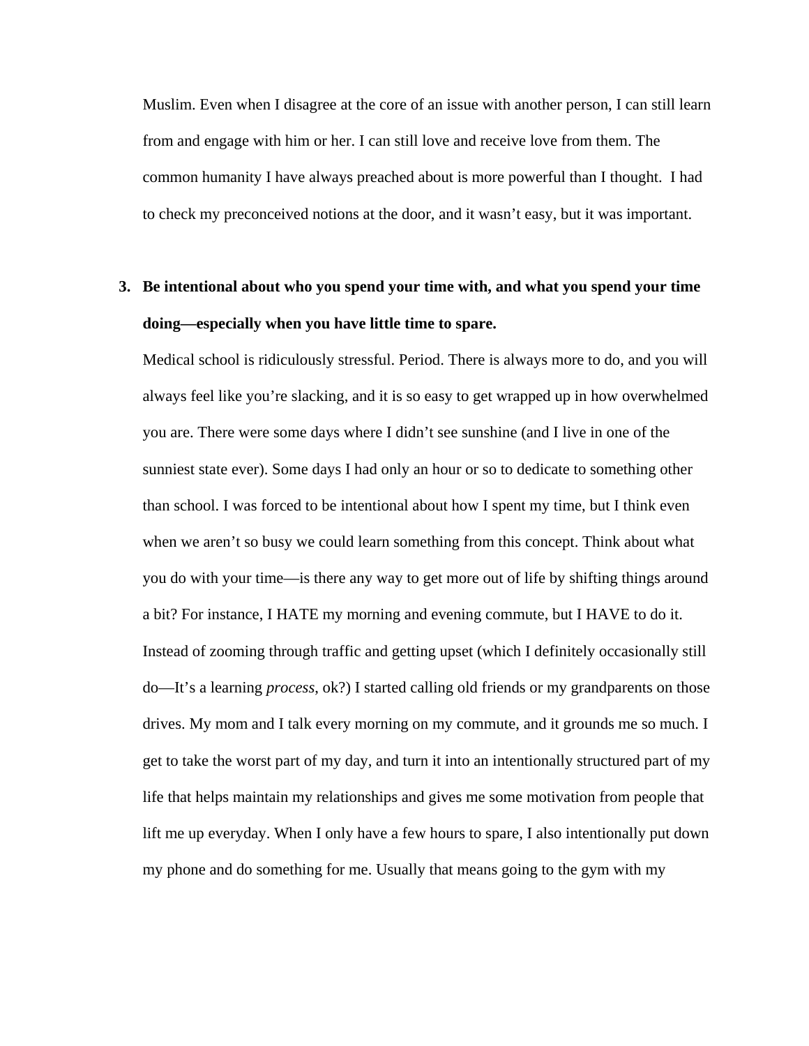Muslim. Even when I disagree at the core of an issue with another person, I can still learn from and engage with him or her. I can still love and receive love from them. The common humanity I have always preached about is more powerful than I thought. I had to check my preconceived notions at the door, and it wasn't easy, but it was important.

3. **Be intentional about who you spend your time with, and what you spend your time doing—especially when you have little time to spare.**

   Medical school is ridiculously stressful. Period. There is always more to do, and you will always feel like you're slacking, and it is so easy to get wrapped up in how overwhelmed you are. There were some days where I didn't see sunshine (and I live in one of the sunniest state ever). Some days I had only an hour or so to dedicate to something other than school. I was forced to be intentional about how I spent my time, but I think even when we aren't so busy we could learn something from this concept. Think about what you do with your time—is there any way to get more out of life by shifting things around a bit? For instance, I HATE my morning and evening commute, but I HAVE to do it. Instead of zooming through traffic and getting upset (which I definitely occasionally still do—It's a learning *process*, ok?) I started calling old friends or my grandparents on those drives. My mom and I talk every morning on my commute, and it grounds me so much. I get to take the worst part of my day, and turn it into an intentionally structured part of my life that helps maintain my relationships and gives me some motivation from people that lift me up everyday. When I only have a few hours to spare, I also intentionally put down my phone and do something for me. Usually that means going to the gym with my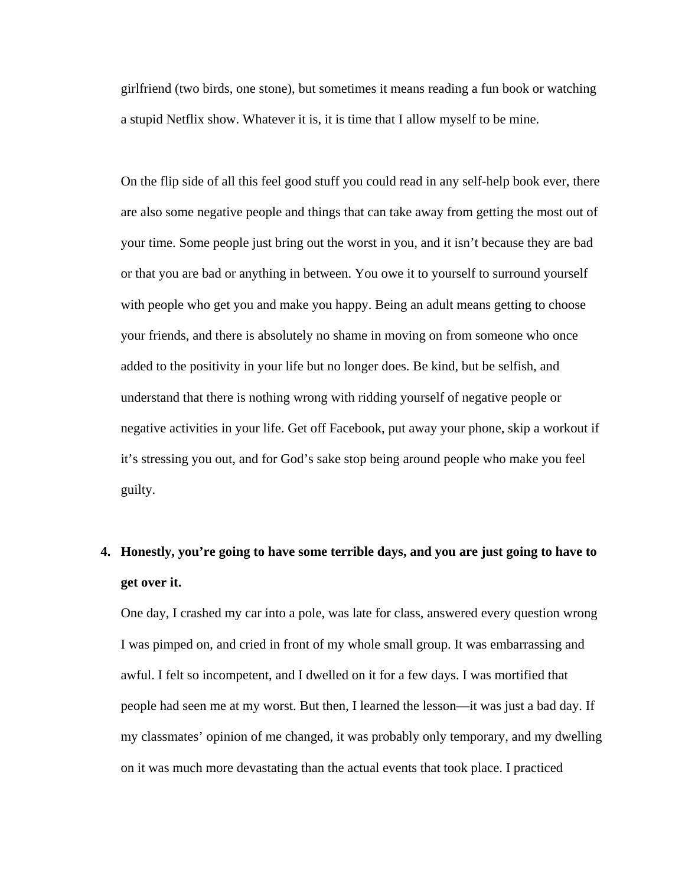girlfriend (two birds, one stone), but sometimes it means reading a fun book or watching a stupid Netflix show. Whatever it is, it is time that I allow myself to be mine.

On the flip side of all this feel good stuff you could read in any self-help book ever, there are also some negative people and things that can take away from getting the most out of your time. Some people just bring out the worst in you, and it isn't because they are bad or that you are bad or anything in between. You owe it to yourself to surround yourself with people who get you and make you happy. Being an adult means getting to choose your friends, and there is absolutely no shame in moving on from someone who once added to the positivity in your life but no longer does. Be kind, but be selfish, and understand that there is nothing wrong with ridding yourself of negative people or negative activities in your life. Get off Facebook, put away your phone, skip a workout if it's stressing you out, and for God's sake stop being around people who make you feel guilty.

4. **Honestly, you're going to have some terrible days, and you are just going to have to get over it.**

   One day, I crashed my car into a pole, was late for class, answered every question wrong I was pimped on, and cried in front of my whole small group. It was embarrassing and awful. I felt so incompetent, and I dwelled on it for a few days. I was mortified that people had seen me at my worst. But then, I learned the lesson—it was just a bad day. If my classmates' opinion of me changed, it was probably only temporary, and my dwelling on it was much more devastating than the actual events that took place. I practiced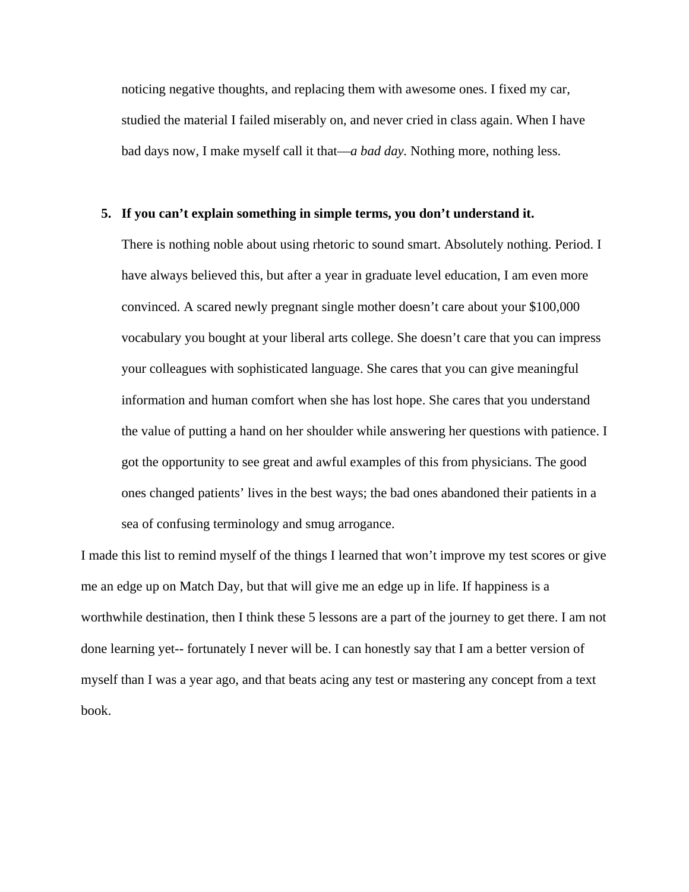noticing negative thoughts, and replacing them with awesome ones. I fixed my car, studied the material I failed miserably on, and never cried in class again. When I have bad days now, I make myself call it that—*a bad day*. Nothing more, nothing less.

5. **If you can't explain something in simple terms, you don't understand it.**

   There is nothing noble about using rhetoric to sound smart. Absolutely nothing. Period. I have always believed this, but after a year in graduate level education, I am even more convinced. A scared newly pregnant single mother doesn't care about your $100,000 vocabulary you bought at your liberal arts college. She doesn't care that you can impress your colleagues with sophisticated language. She cares that you can give meaningful information and human comfort when she has lost hope. She cares that you understand the value of putting a hand on her shoulder while answering her questions with patience. I got the opportunity to see great and awful examples of this from physicians. The good ones changed patients' lives in the best ways; the bad ones abandoned their patients in a sea of confusing terminology and smug arrogance.

I made this list to remind myself of the things I learned that won't improve my test scores or give me an edge up on Match Day, but that will give me an edge up in life. If happiness is a worthwhile destination, then I think these 5 lessons are a part of the journey to get there. I am not done learning yet-- fortunately I never will be. I can honestly say that I am a better version of myself than I was a year ago, and that beats acing any test or mastering any concept from a text book.